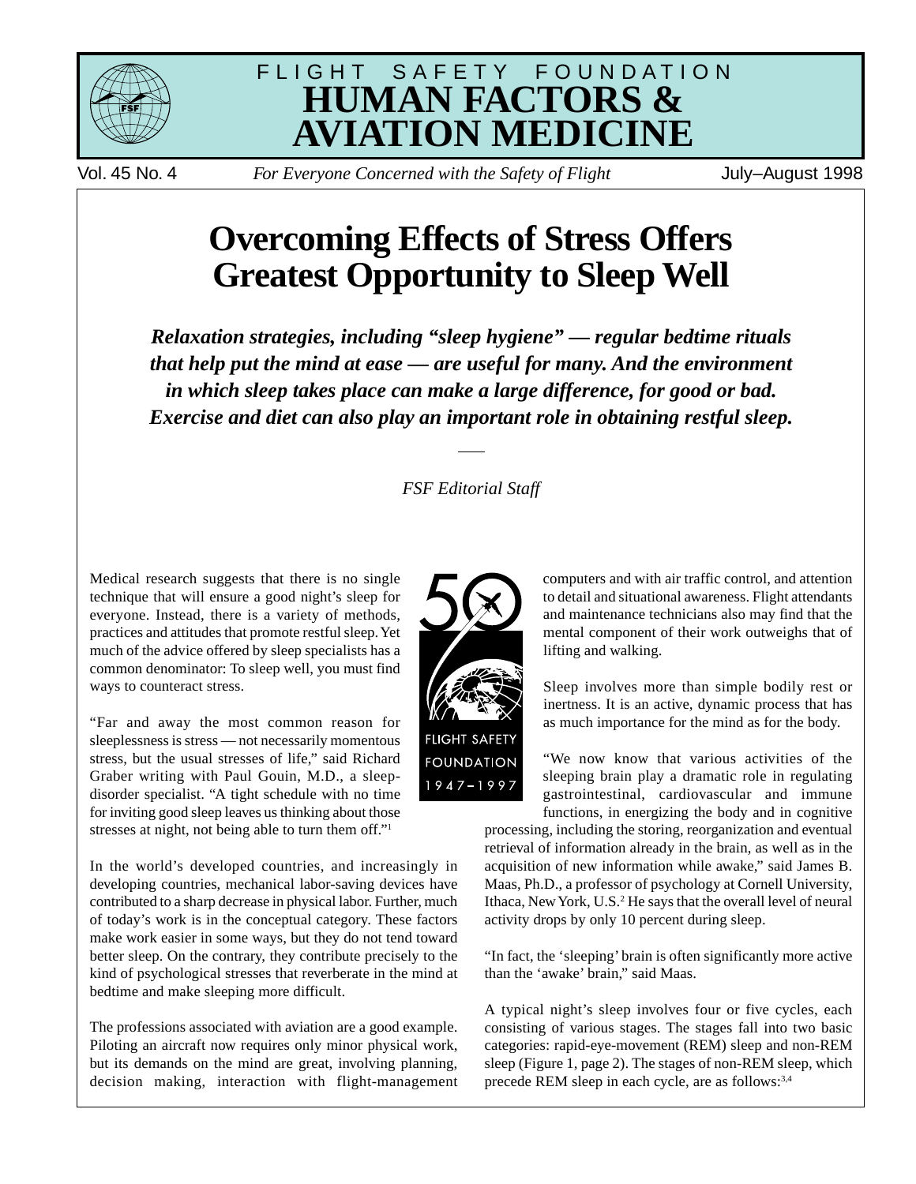FLIGHT SAFETY FOUNDATION

# HUMAN FACTORS & AVIATION MEDICINE

Vol. 45 No. 4 *For Everyone Concerned with the Safety of Flight* July–August 1998

# Overcoming Effects of Stress Offers Greatest Opportunity to Sleep Well

***Relaxation strategies, including "sleep hygiene" — regular bedtime rituals that help put the mind at ease — are useful for many. And the environment in which sleep takes place can make a large difference, for good or bad. Exercise and diet can also play an important role in obtaining restful sleep.***

*FSF Editorial Staff*

Medical research suggests that there is no single technique that will ensure a good night's sleep for everyone. Instead, there is a variety of methods, practices and attitudes that promote restful sleep. Yet much of the advice offered by sleep specialists has a common denominator: To sleep well, you must find ways to counteract stress.

"Far and away the most common reason for sleeplessness is stress — not necessarily momentous stress, but the usual stresses of life," said Richard Graber writing with Paul Gouin, M.D., a sleep-disorder specialist. "A tight schedule with no time for inviting good sleep leaves us thinking about those stresses at night, not being able to turn them off."[1]

In the world's developed countries, and increasingly in developing countries, mechanical labor-saving devices have contributed to a sharp decrease in physical labor. Further, much of today's work is in the conceptual category. These factors make work easier in some ways, but they do not tend toward better sleep. On the contrary, they contribute precisely to the kind of psychological stresses that reverberate in the mind at bedtime and make sleeping more difficult.

The professions associated with aviation are a good example. Piloting an aircraft now requires only minor physical work, but its demands on the mind are great, involving planning, decision making, interaction with flight-management computers and with air traffic control, and attention to detail and situational awareness. Flight attendants and maintenance technicians also may find that the mental component of their work outweighs that of lifting and walking.

Sleep involves more than simple bodily rest or inertness. It is an active, dynamic process that has as much importance for the mind as for the body.

"We now know that various activities of the sleeping brain play a dramatic role in regulating gastrointestinal, cardiovascular and immune functions, in energizing the body and in cognitive processing, including the storing, reorganization and eventual retrieval of information already in the brain, as well as in the acquisition of new information while awake," said James B. Maas, Ph.D., a professor of psychology at Cornell University, Ithaca, New York, U.S.[2] He says that the overall level of neural activity drops by only 10 percent during sleep.

"In fact, the 'sleeping' brain is often significantly more active than the 'awake' brain," said Maas.

A typical night's sleep involves four or five cycles, each consisting of various stages. The stages fall into two basic categories: rapid-eye-movement (REM) sleep and non-REM sleep (Figure 1, page 2). The stages of non-REM sleep, which precede REM sleep in each cycle, are as follows:[3,4]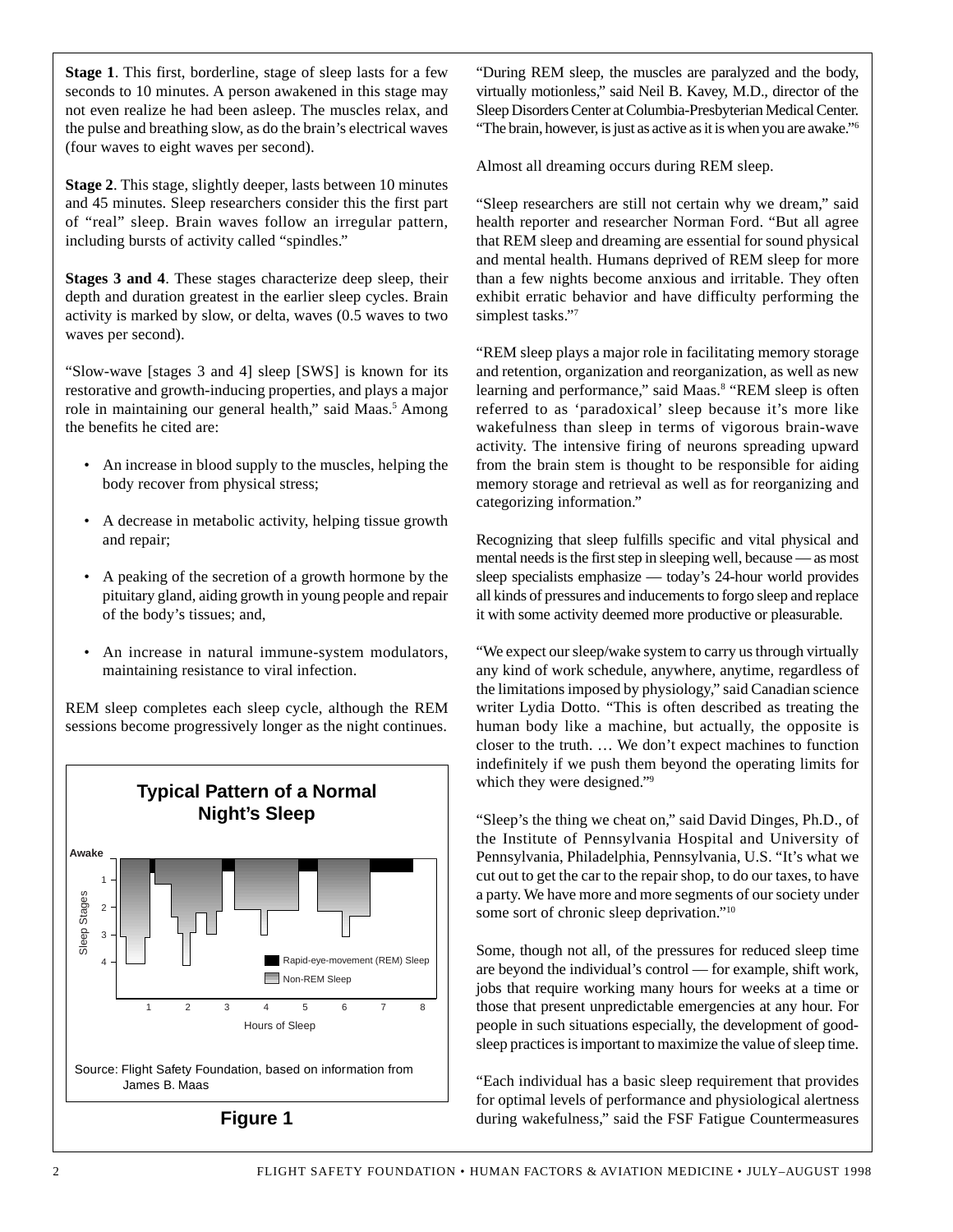**Stage 1**. This first, borderline, stage of sleep lasts for a few seconds to 10 minutes. A person awakened in this stage may not even realize he had been asleep. The muscles relax, and the pulse and breathing slow, as do the brain's electrical waves (four waves to eight waves per second).

**Stage 2**. This stage, slightly deeper, lasts between 10 minutes and 45 minutes. Sleep researchers consider this the first part of "real" sleep. Brain waves follow an irregular pattern, including bursts of activity called "spindles."

**Stages 3 and 4**. These stages characterize deep sleep, their depth and duration greatest in the earlier sleep cycles. Brain activity is marked by slow, or delta, waves (0.5 waves to two waves per second).

"Slow-wave [stages 3 and 4] sleep [SWS] is known for its restorative and growth-inducing properties, and plays a major role in maintaining our general health," said Maas.[5] Among the benefits he cited are:

- An increase in blood supply to the muscles, helping the body recover from physical stress;
- A decrease in metabolic activity, helping tissue growth and repair;
- A peaking of the secretion of a growth hormone by the pituitary gland, aiding growth in young people and repair of the body's tissues; and,
- An increase in natural immune-system modulators, maintaining resistance to viral infection.

REM sleep completes each sleep cycle, although the REM sessions become progressively longer as the night continues.

**Typical Pattern of a Normal Night's Sleep**

Source: Flight Safety Foundation, based on information from James B. Maas

**Figure 1**

"During REM sleep, the muscles are paralyzed and the body, virtually motionless," said Neil B. Kavey, M.D., director of the Sleep Disorders Center at Columbia-Presbyterian Medical Center. "The brain, however, is just as active as it is when you are awake."[6]

Almost all dreaming occurs during REM sleep.

"Sleep researchers are still not certain why we dream," said health reporter and researcher Norman Ford. "But all agree that REM sleep and dreaming are essential for sound physical and mental health. Humans deprived of REM sleep for more than a few nights become anxious and irritable. They often exhibit erratic behavior and have difficulty performing the simplest tasks."[7]

"REM sleep plays a major role in facilitating memory storage and retention, organization and reorganization, as well as new learning and performance," said Maas.[8] "REM sleep is often referred to as 'paradoxical' sleep because it's more like wakefulness than sleep in terms of vigorous brain-wave activity. The intensive firing of neurons spreading upward from the brain stem is thought to be responsible for aiding memory storage and retrieval as well as for reorganizing and categorizing information."

Recognizing that sleep fulfills specific and vital physical and mental needs is the first step in sleeping well, because — as most sleep specialists emphasize — today's 24-hour world provides all kinds of pressures and inducements to forgo sleep and replace it with some activity deemed more productive or pleasurable.

"We expect our sleep/wake system to carry us through virtually any kind of work schedule, anywhere, anytime, regardless of the limitations imposed by physiology," said Canadian science writer Lydia Dotto. "This is often described as treating the human body like a machine, but actually, the opposite is closer to the truth. … We don't expect machines to function indefinitely if we push them beyond the operating limits for which they were designed."[9]

"Sleep's the thing we cheat on," said David Dinges, Ph.D., of the Institute of Pennsylvania Hospital and University of Pennsylvania, Philadelphia, Pennsylvania, U.S. "It's what we cut out to get the car to the repair shop, to do our taxes, to have a party. We have more and more segments of our society under some sort of chronic sleep deprivation."[10]

Some, though not all, of the pressures for reduced sleep time are beyond the individual's control — for example, shift work, jobs that require working many hours for weeks at a time or those that present unpredictable emergencies at any hour. For people in such situations especially, the development of good-sleep practices is important to maximize the value of sleep time.

"Each individual has a basic sleep requirement that provides for optimal levels of performance and physiological alertness during wakefulness," said the FSF Fatigue Countermeasures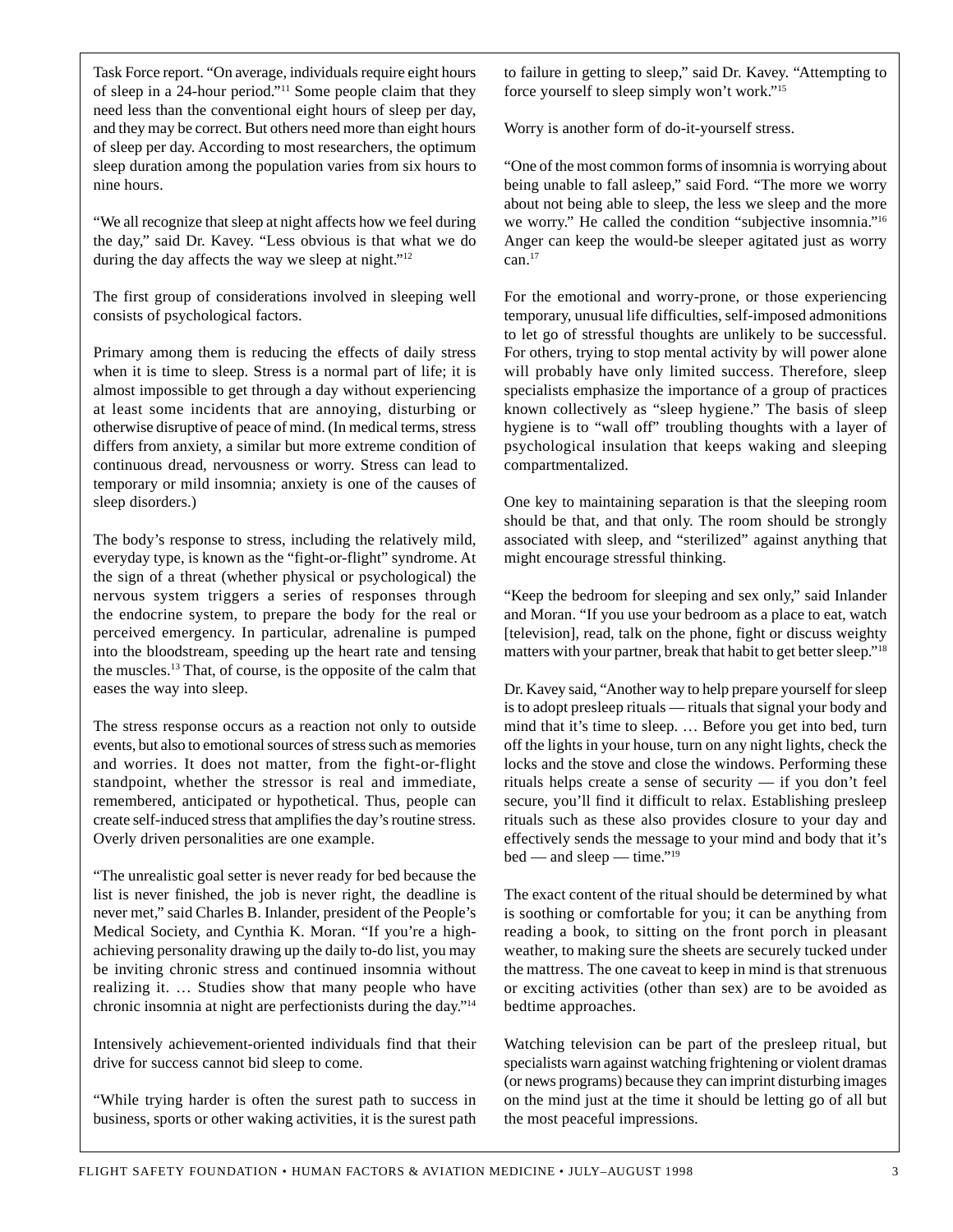Task Force report. "On average, individuals require eight hours of sleep in a 24-hour period."[11] Some people claim that they need less than the conventional eight hours of sleep per day, and they may be correct. But others need more than eight hours of sleep per day. According to most researchers, the optimum sleep duration among the population varies from six hours to nine hours.

"We all recognize that sleep at night affects how we feel during the day," said Dr. Kavey. "Less obvious is that what we do during the day affects the way we sleep at night."[12]

The first group of considerations involved in sleeping well consists of psychological factors.

Primary among them is reducing the effects of daily stress when it is time to sleep. Stress is a normal part of life; it is almost impossible to get through a day without experiencing at least some incidents that are annoying, disturbing or otherwise disruptive of peace of mind. (In medical terms, stress differs from anxiety, a similar but more extreme condition of continuous dread, nervousness or worry. Stress can lead to temporary or mild insomnia; anxiety is one of the causes of sleep disorders.)

The body's response to stress, including the relatively mild, everyday type, is known as the "fight-or-flight" syndrome. At the sign of a threat (whether physical or psychological) the nervous system triggers a series of responses through the endocrine system, to prepare the body for the real or perceived emergency. In particular, adrenaline is pumped into the bloodstream, speeding up the heart rate and tensing the muscles.[13] That, of course, is the opposite of the calm that eases the way into sleep.

The stress response occurs as a reaction not only to outside events, but also to emotional sources of stress such as memories and worries. It does not matter, from the fight-or-flight standpoint, whether the stressor is real and immediate, remembered, anticipated or hypothetical. Thus, people can create self-induced stress that amplifies the day's routine stress. Overly driven personalities are one example.

"The unrealistic goal setter is never ready for bed because the list is never finished, the job is never right, the deadline is never met," said Charles B. Inlander, president of the People's Medical Society, and Cynthia K. Moran. "If you're a high-achieving personality drawing up the daily to-do list, you may be inviting chronic stress and continued insomnia without realizing it. … Studies show that many people who have chronic insomnia at night are perfectionists during the day."[14]

Intensively achievement-oriented individuals find that their drive for success cannot bid sleep to come.

"While trying harder is often the surest path to success in business, sports or other waking activities, it is the surest path to failure in getting to sleep," said Dr. Kavey. "Attempting to force yourself to sleep simply won't work."[15]

Worry is another form of do-it-yourself stress.

"One of the most common forms of insomnia is worrying about being unable to fall asleep," said Ford. "The more we worry about not being able to sleep, the less we sleep and the more we worry." He called the condition "subjective insomnia."[16] Anger can keep the would-be sleeper agitated just as worry can.[17]

For the emotional and worry-prone, or those experiencing temporary, unusual life difficulties, self-imposed admonitions to let go of stressful thoughts are unlikely to be successful. For others, trying to stop mental activity by will power alone will probably have only limited success. Therefore, sleep specialists emphasize the importance of a group of practices known collectively as "sleep hygiene." The basis of sleep hygiene is to "wall off" troubling thoughts with a layer of psychological insulation that keeps waking and sleeping compartmentalized.

One key to maintaining separation is that the sleeping room should be that, and that only. The room should be strongly associated with sleep, and "sterilized" against anything that might encourage stressful thinking.

"Keep the bedroom for sleeping and sex only," said Inlander and Moran. "If you use your bedroom as a place to eat, watch [television], read, talk on the phone, fight or discuss weighty matters with your partner, break that habit to get better sleep."[18]

Dr. Kavey said, "Another way to help prepare yourself for sleep is to adopt presleep rituals — rituals that signal your body and mind that it's time to sleep. … Before you get into bed, turn off the lights in your house, turn on any night lights, check the locks and the stove and close the windows. Performing these rituals helps create a sense of security — if you don't feel secure, you'll find it difficult to relax. Establishing presleep rituals such as these also provides closure to your day and effectively sends the message to your mind and body that it's bed — and sleep — time."[19]

The exact content of the ritual should be determined by what is soothing or comfortable for you; it can be anything from reading a book, to sitting on the front porch in pleasant weather, to making sure the sheets are securely tucked under the mattress. The one caveat to keep in mind is that strenuous or exciting activities (other than sex) are to be avoided as bedtime approaches.

Watching television can be part of the presleep ritual, but specialists warn against watching frightening or violent dramas (or news programs) because they can imprint disturbing images on the mind just at the time it should be letting go of all but the most peaceful impressions.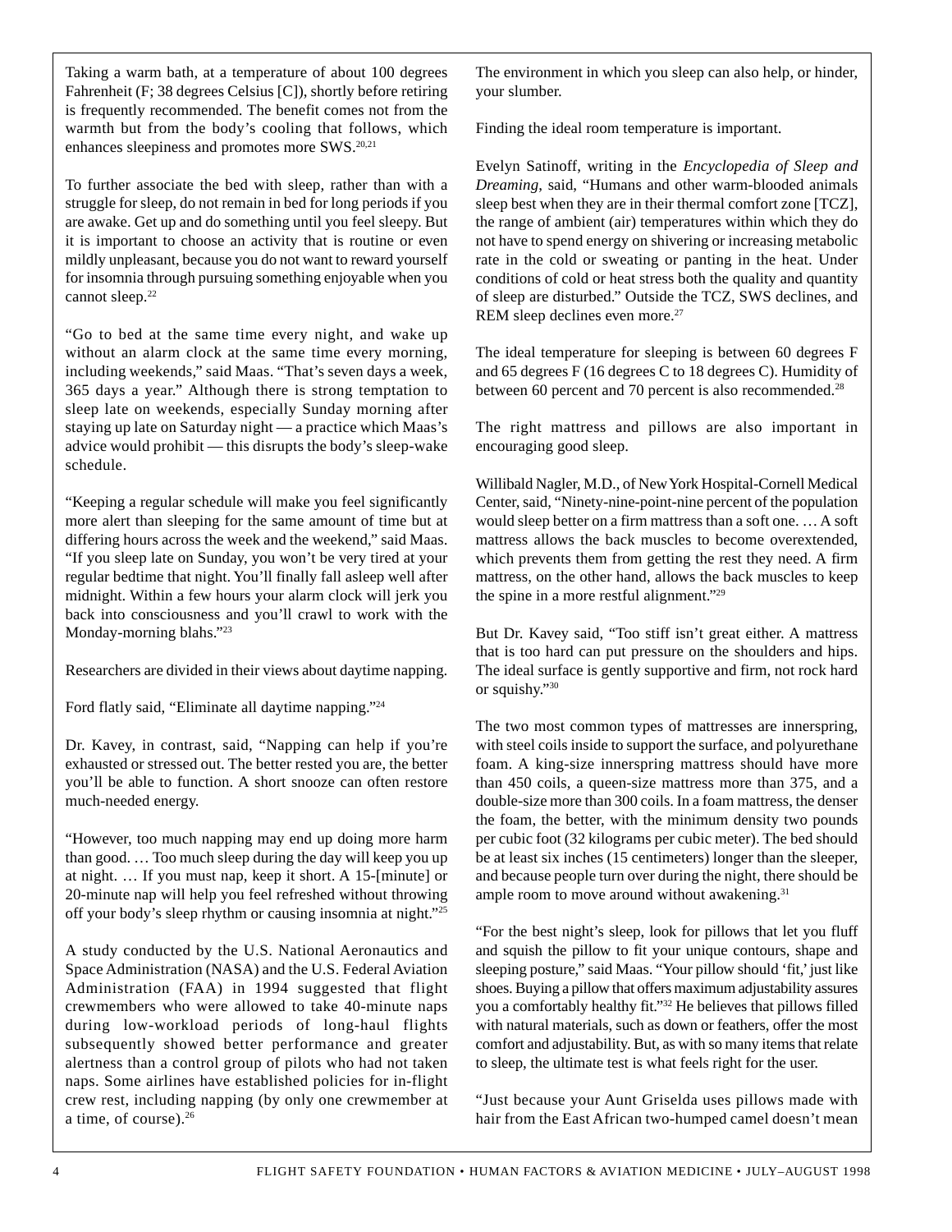Taking a warm bath, at a temperature of about 100 degrees Fahrenheit (F; 38 degrees Celsius [C]), shortly before retiring is frequently recommended. The benefit comes not from the warmth but from the body's cooling that follows, which enhances sleepiness and promotes more SWS.[20,21]

To further associate the bed with sleep, rather than with a struggle for sleep, do not remain in bed for long periods if you are awake. Get up and do something until you feel sleepy. But it is important to choose an activity that is routine or even mildly unpleasant, because you do not want to reward yourself for insomnia through pursuing something enjoyable when you cannot sleep.[22]

"Go to bed at the same time every night, and wake up without an alarm clock at the same time every morning, including weekends," said Maas. "That's seven days a week, 365 days a year." Although there is strong temptation to sleep late on weekends, especially Sunday morning after staying up late on Saturday night — a practice which Maas's advice would prohibit — this disrupts the body's sleep-wake schedule.

"Keeping a regular schedule will make you feel significantly more alert than sleeping for the same amount of time but at differing hours across the week and the weekend," said Maas. "If you sleep late on Sunday, you won't be very tired at your regular bedtime that night. You'll finally fall asleep well after midnight. Within a few hours your alarm clock will jerk you back into consciousness and you'll crawl to work with the Monday-morning blahs."[23]

Researchers are divided in their views about daytime napping.

Ford flatly said, "Eliminate all daytime napping."[24]

Dr. Kavey, in contrast, said, "Napping can help if you're exhausted or stressed out. The better rested you are, the better you'll be able to function. A short snooze can often restore much-needed energy.

"However, too much napping may end up doing more harm than good. … Too much sleep during the day will keep you up at night. … If you must nap, keep it short. A 15-[minute] or 20-minute nap will help you feel refreshed without throwing off your body's sleep rhythm or causing insomnia at night."[25]

A study conducted by the U.S. National Aeronautics and Space Administration (NASA) and the U.S. Federal Aviation Administration (FAA) in 1994 suggested that flight crewmembers who were allowed to take 40-minute naps during low-workload periods of long-haul flights subsequently showed better performance and greater alertness than a control group of pilots who had not taken naps. Some airlines have established policies for in-flight crew rest, including napping (by only one crewmember at a time, of course).[26]

The environment in which you sleep can also help, or hinder, your slumber.

Finding the ideal room temperature is important.

Evelyn Satinoff, writing in the *Encyclopedia of Sleep and Dreaming*, said, "Humans and other warm-blooded animals sleep best when they are in their thermal comfort zone [TCZ], the range of ambient (air) temperatures within which they do not have to spend energy on shivering or increasing metabolic rate in the cold or sweating or panting in the heat. Under conditions of cold or heat stress both the quality and quantity of sleep are disturbed." Outside the TCZ, SWS declines, and REM sleep declines even more.[27]

The ideal temperature for sleeping is between 60 degrees F and 65 degrees F (16 degrees C to 18 degrees C). Humidity of between 60 percent and 70 percent is also recommended.[28]

The right mattress and pillows are also important in encouraging good sleep.

Willibald Nagler, M.D., of New York Hospital-Cornell Medical Center, said, "Ninety-nine-point-nine percent of the population would sleep better on a firm mattress than a soft one. … A soft mattress allows the back muscles to become overextended, which prevents them from getting the rest they need. A firm mattress, on the other hand, allows the back muscles to keep the spine in a more restful alignment."[29]

But Dr. Kavey said, "Too stiff isn't great either. A mattress that is too hard can put pressure on the shoulders and hips. The ideal surface is gently supportive and firm, not rock hard or squishy."[30]

The two most common types of mattresses are innerspring, with steel coils inside to support the surface, and polyurethane foam. A king-size innerspring mattress should have more than 450 coils, a queen-size mattress more than 375, and a double-size more than 300 coils. In a foam mattress, the denser the foam, the better, with the minimum density two pounds per cubic foot (32 kilograms per cubic meter). The bed should be at least six inches (15 centimeters) longer than the sleeper, and because people turn over during the night, there should be ample room to move around without awakening.[31]

"For the best night's sleep, look for pillows that let you fluff and squish the pillow to fit your unique contours, shape and sleeping posture," said Maas. "Your pillow should 'fit,' just like shoes. Buying a pillow that offers maximum adjustability assures you a comfortably healthy fit."[32] He believes that pillows filled with natural materials, such as down or feathers, offer the most comfort and adjustability. But, as with so many items that relate to sleep, the ultimate test is what feels right for the user.

"Just because your Aunt Griselda uses pillows made with hair from the East African two-humped camel doesn't mean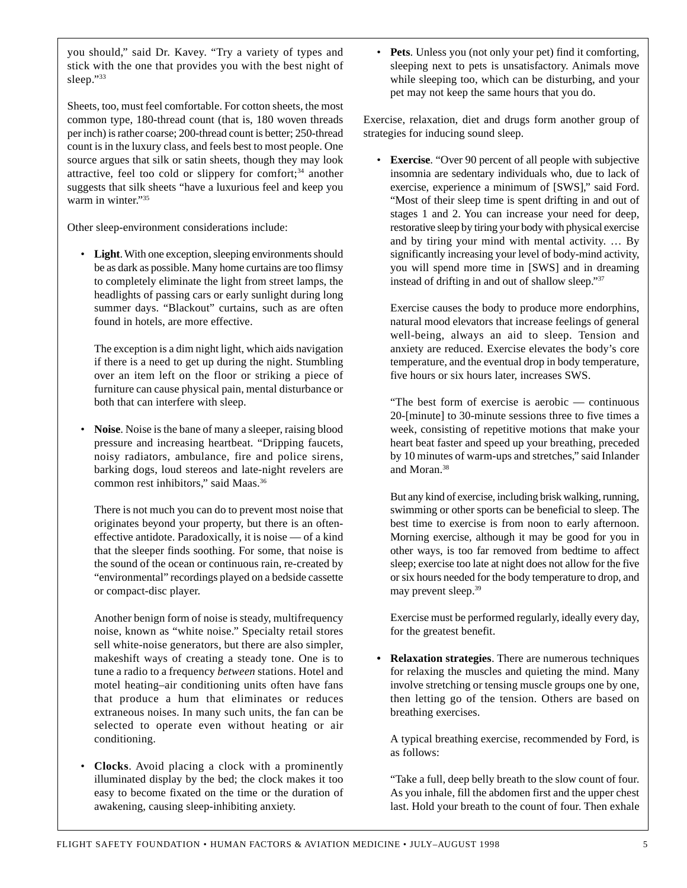you should," said Dr. Kavey. "Try a variety of types and stick with the one that provides you with the best night of sleep."[33]

Sheets, too, must feel comfortable. For cotton sheets, the most common type, 180-thread count (that is, 180 woven threads per inch) is rather coarse; 200-thread count is better; 250-thread count is in the luxury class, and feels best to most people. One source argues that silk or satin sheets, though they may look attractive, feel too cold or slippery for comfort;[34] another suggests that silk sheets "have a luxurious feel and keep you warm in winter."[35]

Other sleep-environment considerations include:

- **Light**. With one exception, sleeping environments should be as dark as possible. Many home curtains are too flimsy to completely eliminate the light from street lamps, the headlights of passing cars or early sunlight during long summer days. "Blackout" curtains, such as are often found in hotels, are more effective.

  The exception is a dim night light, which aids navigation if there is a need to get up during the night. Stumbling over an item left on the floor or striking a piece of furniture can cause physical pain, mental disturbance or both that can interfere with sleep.

- **Noise**. Noise is the bane of many a sleeper, raising blood pressure and increasing heartbeat. "Dripping faucets, noisy radiators, ambulance, fire and police sirens, barking dogs, loud stereos and late-night revelers are common rest inhibitors," said Maas.[36]

  There is not much you can do to prevent most noise that originates beyond your property, but there is an often-effective antidote. Paradoxically, it is noise — of a kind that the sleeper finds soothing. For some, that noise is the sound of the ocean or continuous rain, re-created by "environmental" recordings played on a bedside cassette or compact-disc player.

  Another benign form of noise is steady, multifrequency noise, known as "white noise." Specialty retail stores sell white-noise generators, but there are also simpler, makeshift ways of creating a steady tone. One is to tune a radio to a frequency *between* stations. Hotel and motel heating–air conditioning units often have fans that produce a hum that eliminates or reduces extraneous noises. In many such units, the fan can be selected to operate even without heating or air conditioning.

- **Clocks**. Avoid placing a clock with a prominently illuminated display by the bed; the clock makes it too easy to become fixated on the time or the duration of awakening, causing sleep-inhibiting anxiety.

- **Pets**. Unless you (not only your pet) find it comforting, sleeping next to pets is unsatisfactory. Animals move while sleeping too, which can be disturbing, and your pet may not keep the same hours that you do.

Exercise, relaxation, diet and drugs form another group of strategies for inducing sound sleep.

- **Exercise**. "Over 90 percent of all people with subjective insomnia are sedentary individuals who, due to lack of exercise, experience a minimum of [SWS]," said Ford. "Most of their sleep time is spent drifting in and out of stages 1 and 2. You can increase your need for deep, restorative sleep by tiring your body with physical exercise and by tiring your mind with mental activity. … By significantly increasing your level of body-mind activity, you will spend more time in [SWS] and in dreaming instead of drifting in and out of shallow sleep."[37]

  Exercise causes the body to produce more endorphins, natural mood elevators that increase feelings of general well-being, always an aid to sleep. Tension and anxiety are reduced. Exercise elevates the body's core temperature, and the eventual drop in body temperature, five hours or six hours later, increases SWS.

  "The best form of exercise is aerobic — continuous 20-[minute] to 30-minute sessions three to five times a week, consisting of repetitive motions that make your heart beat faster and speed up your breathing, preceded by 10 minutes of warm-ups and stretches," said Inlander and Moran.[38]

  But any kind of exercise, including brisk walking, running, swimming or other sports can be beneficial to sleep. The best time to exercise is from noon to early afternoon. Morning exercise, although it may be good for you in other ways, is too far removed from bedtime to affect sleep; exercise too late at night does not allow for the five or six hours needed for the body temperature to drop, and may prevent sleep.[39]

  Exercise must be performed regularly, ideally every day, for the greatest benefit.

- **Relaxation strategies**. There are numerous techniques for relaxing the muscles and quieting the mind. Many involve stretching or tensing muscle groups one by one, then letting go of the tension. Others are based on breathing exercises.

  A typical breathing exercise, recommended by Ford, is as follows:

  "Take a full, deep belly breath to the slow count of four. As you inhale, fill the abdomen first and the upper chest last. Hold your breath to the count of four. Then exhale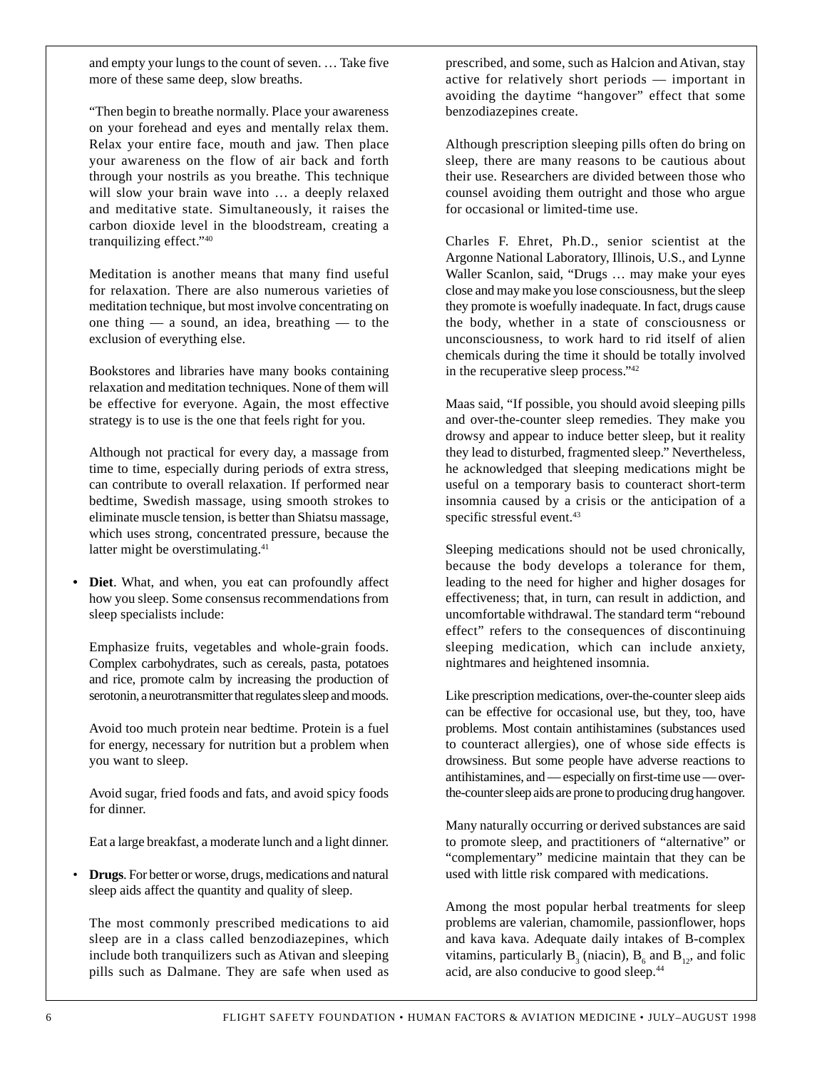and empty your lungs to the count of seven. … Take five more of these same deep, slow breaths.

"Then begin to breathe normally. Place your awareness on your forehead and eyes and mentally relax them. Relax your entire face, mouth and jaw. Then place your awareness on the flow of air back and forth through your nostrils as you breathe. This technique will slow your brain wave into … a deeply relaxed and meditative state. Simultaneously, it raises the carbon dioxide level in the bloodstream, creating a tranquilizing effect."[40]

Meditation is another means that many find useful for relaxation. There are also numerous varieties of meditation technique, but most involve concentrating on one thing — a sound, an idea, breathing — to the exclusion of everything else.

Bookstores and libraries have many books containing relaxation and meditation techniques. None of them will be effective for everyone. Again, the most effective strategy is to use is the one that feels right for you.

Although not practical for every day, a massage from time to time, especially during periods of extra stress, can contribute to overall relaxation. If performed near bedtime, Swedish massage, using smooth strokes to eliminate muscle tension, is better than Shiatsu massage, which uses strong, concentrated pressure, because the latter might be overstimulating.[41]

- **Diet**. What, and when, you eat can profoundly affect how you sleep. Some consensus recommendations from sleep specialists include:

  Emphasize fruits, vegetables and whole-grain foods. Complex carbohydrates, such as cereals, pasta, potatoes and rice, promote calm by increasing the production of serotonin, a neurotransmitter that regulates sleep and moods.

  Avoid too much protein near bedtime. Protein is a fuel for energy, necessary for nutrition but a problem when you want to sleep.

  Avoid sugar, fried foods and fats, and avoid spicy foods for dinner.

  Eat a large breakfast, a moderate lunch and a light dinner.

- **Drugs**. For better or worse, drugs, medications and natural sleep aids affect the quantity and quality of sleep.

  The most commonly prescribed medications to aid sleep are in a class called benzodiazepines, which include both tranquilizers such as Ativan and sleeping pills such as Dalmane. They are safe when used as prescribed, and some, such as Halcion and Ativan, stay active for relatively short periods — important in avoiding the daytime "hangover" effect that some benzodiazepines create.

  Although prescription sleeping pills often do bring on sleep, there are many reasons to be cautious about their use. Researchers are divided between those who counsel avoiding them outright and those who argue for occasional or limited-time use.

  Charles F. Ehret, Ph.D., senior scientist at the Argonne National Laboratory, Illinois, U.S., and Lynne Waller Scanlon, said, "Drugs … may make your eyes close and may make you lose consciousness, but the sleep they promote is woefully inadequate. In fact, drugs cause the body, whether in a state of consciousness or unconsciousness, to work hard to rid itself of alien chemicals during the time it should be totally involved in the recuperative sleep process."[42]

  Maas said, "If possible, you should avoid sleeping pills and over-the-counter sleep remedies. They make you drowsy and appear to induce better sleep, but it reality they lead to disturbed, fragmented sleep." Nevertheless, he acknowledged that sleeping medications might be useful on a temporary basis to counteract short-term insomnia caused by a crisis or the anticipation of a specific stressful event.[43]

  Sleeping medications should not be used chronically, because the body develops a tolerance for them, leading to the need for higher and higher dosages for effectiveness; that, in turn, can result in addiction, and uncomfortable withdrawal. The standard term "rebound effect" refers to the consequences of discontinuing sleeping medication, which can include anxiety, nightmares and heightened insomnia.

  Like prescription medications, over-the-counter sleep aids can be effective for occasional use, but they, too, have problems. Most contain antihistamines (substances used to counteract allergies), one of whose side effects is drowsiness. But some people have adverse reactions to antihistamines, and — especially on first-time use — over-the-counter sleep aids are prone to producing drug hangover.

  Many naturally occurring or derived substances are said to promote sleep, and practitioners of "alternative" or "complementary" medicine maintain that they can be used with little risk compared with medications.

  Among the most popular herbal treatments for sleep problems are valerian, chamomile, passionflower, hops and kava kava. Adequate daily intakes of B-complex vitamins, particularly $B_3$ (niacin), $B_6$ and $B_{12}$, and folic acid, are also conducive to good sleep.[44]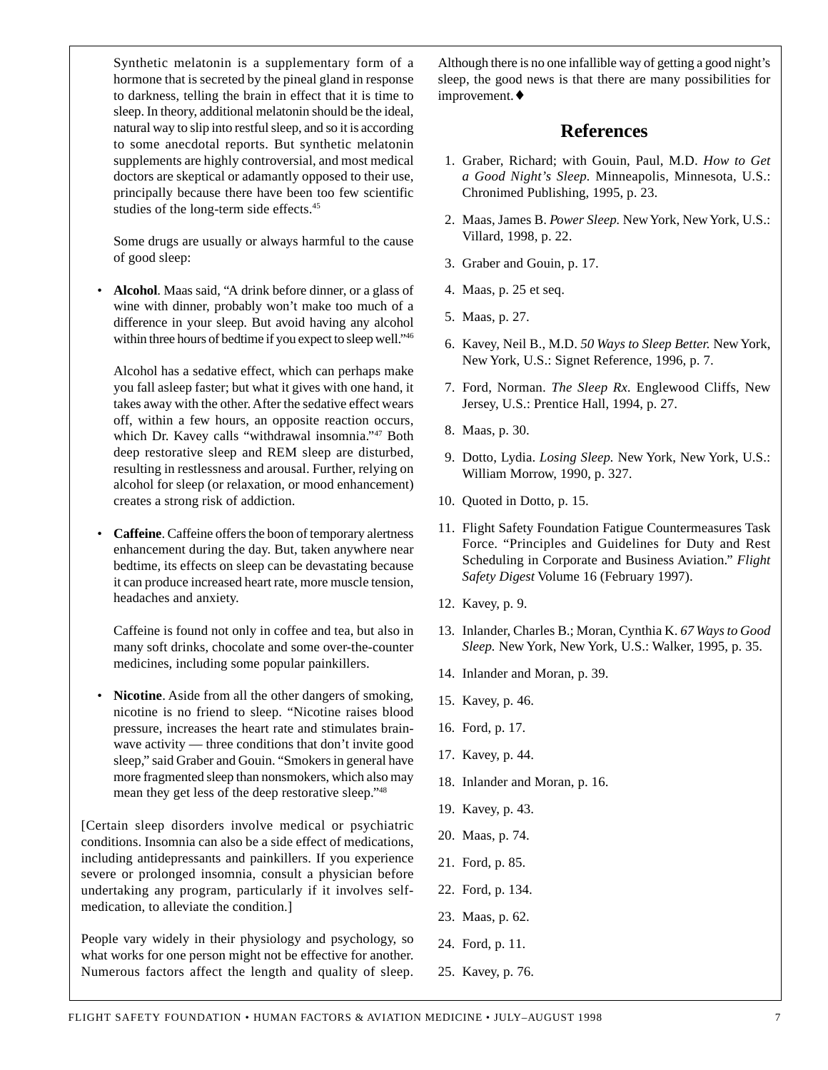Synthetic melatonin is a supplementary form of a hormone that is secreted by the pineal gland in response to darkness, telling the brain in effect that it is time to sleep. In theory, additional melatonin should be the ideal, natural way to slip into restful sleep, and so it is according to some anecdotal reports. But synthetic melatonin supplements are highly controversial, and most medical doctors are skeptical or adamantly opposed to their use, principally because there have been too few scientific studies of the long-term side effects.[45]

Some drugs are usually or always harmful to the cause of good sleep:

- **Alcohol**. Maas said, "A drink before dinner, or a glass of wine with dinner, probably won't make too much of a difference in your sleep. But avoid having any alcohol within three hours of bedtime if you expect to sleep well."[46]

  Alcohol has a sedative effect, which can perhaps make you fall asleep faster; but what it gives with one hand, it takes away with the other. After the sedative effect wears off, within a few hours, an opposite reaction occurs, which Dr. Kavey calls "withdrawal insomnia."[47] Both deep restorative sleep and REM sleep are disturbed, resulting in restlessness and arousal. Further, relying on alcohol for sleep (or relaxation, or mood enhancement) creates a strong risk of addiction.

- **Caffeine**. Caffeine offers the boon of temporary alertness enhancement during the day. But, taken anywhere near bedtime, its effects on sleep can be devastating because it can produce increased heart rate, more muscle tension, headaches and anxiety.

  Caffeine is found not only in coffee and tea, but also in many soft drinks, chocolate and some over-the-counter medicines, including some popular painkillers.

- **Nicotine**. Aside from all the other dangers of smoking, nicotine is no friend to sleep. "Nicotine raises blood pressure, increases the heart rate and stimulates brain-wave activity — three conditions that don't invite good sleep," said Graber and Gouin. "Smokers in general have more fragmented sleep than nonsmokers, which also may mean they get less of the deep restorative sleep."[48]

[Certain sleep disorders involve medical or psychiatric conditions. Insomnia can also be a side effect of medications, including antidepressants and painkillers. If you experience severe or prolonged insomnia, consult a physician before undertaking any program, particularly if it involves self-medication, to alleviate the condition.]

People vary widely in their physiology and psychology, so what works for one person might not be effective for another. Numerous factors affect the length and quality of sleep. Although there is no one infallible way of getting a good night's sleep, the good news is that there are many possibilities for improvement.♦

## References

1. Graber, Richard; with Gouin, Paul, M.D. *How to Get a Good Night's Sleep.* Minneapolis, Minnesota, U.S.: Chronimed Publishing, 1995, p. 23.
2. Maas, James B. *Power Sleep.* New York, New York, U.S.: Villard, 1998, p. 22.
3. Graber and Gouin, p. 17.
4. Maas, p. 25 et seq.
5. Maas, p. 27.
6. Kavey, Neil B., M.D. *50 Ways to Sleep Better.* New York, New York, U.S.: Signet Reference, 1996, p. 7.
7. Ford, Norman. *The Sleep Rx.* Englewood Cliffs, New Jersey, U.S.: Prentice Hall, 1994, p. 27.
8. Maas, p. 30.
9. Dotto, Lydia. *Losing Sleep.* New York, New York, U.S.: William Morrow, 1990, p. 327.
10. Quoted in Dotto, p. 15.
11. Flight Safety Foundation Fatigue Countermeasures Task Force. "Principles and Guidelines for Duty and Rest Scheduling in Corporate and Business Aviation." *Flight Safety Digest* Volume 16 (February 1997).
12. Kavey, p. 9.
13. Inlander, Charles B.; Moran, Cynthia K. *67 Ways to Good Sleep.* New York, New York, U.S.: Walker, 1995, p. 35.
14. Inlander and Moran, p. 39.
15. Kavey, p. 46.
16. Ford, p. 17.
17. Kavey, p. 44.
18. Inlander and Moran, p. 16.
19. Kavey, p. 43.
20. Maas, p. 74.
21. Ford, p. 85.
22. Ford, p. 134.
23. Maas, p. 62.
24. Ford, p. 11.
25. Kavey, p. 76.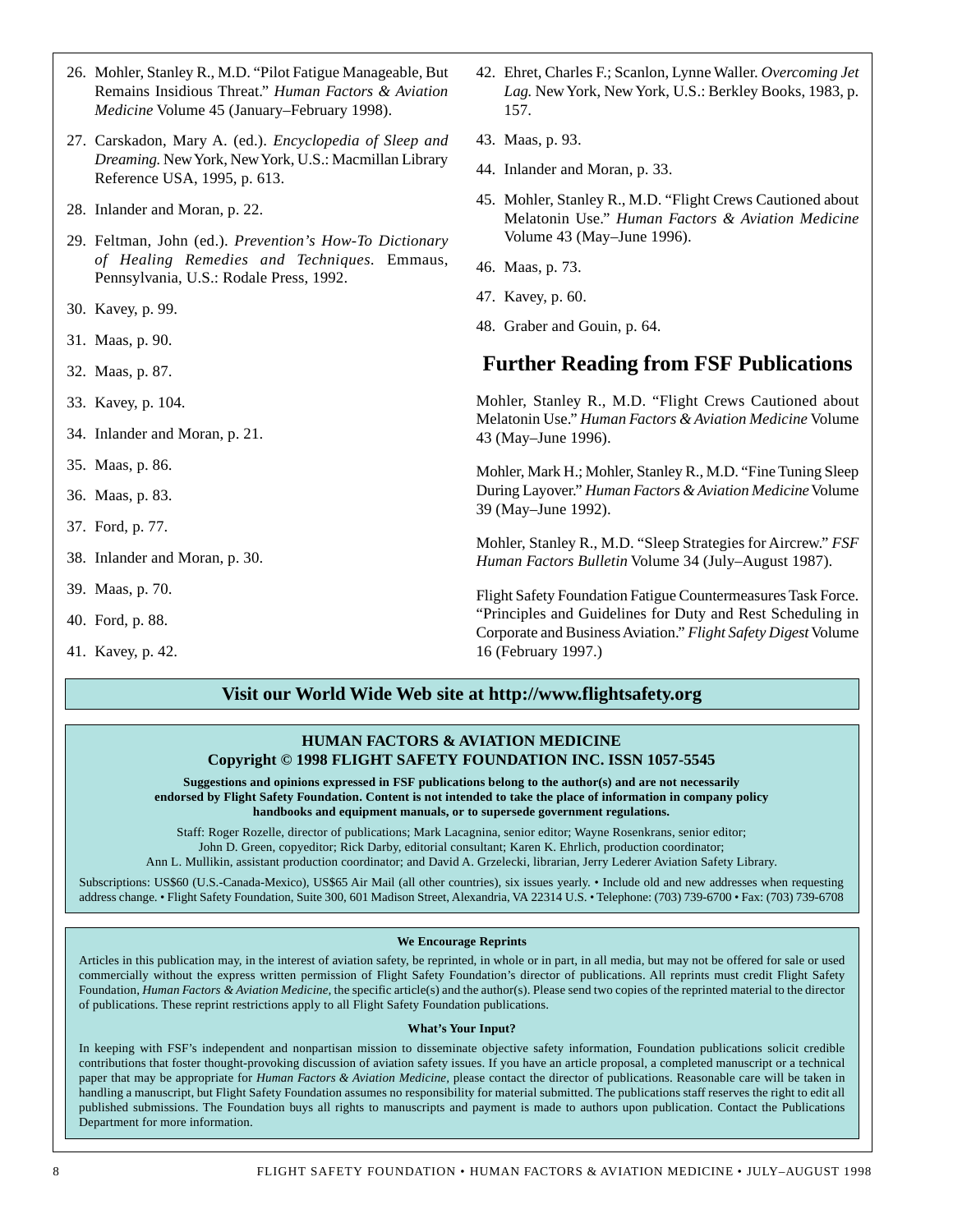26. Mohler, Stanley R., M.D. “Pilot Fatigue Manageable, But Remains Insidious Threat.” *Human Factors & Aviation Medicine* Volume 45 (January–February 1998).
27. Carskadon, Mary A. (ed.). *Encyclopedia of Sleep and Dreaming.* New York, New York, U.S.: Macmillan Library Reference USA, 1995, p. 613.
28. Inlander and Moran, p. 22.
29. Feltman, John (ed.). *Prevention’s How-To Dictionary of Healing Remedies and Techniques*. Emmaus, Pennsylvania, U.S.: Rodale Press, 1992.
30. Kavey, p. 99.
31. Maas, p. 90.
32. Maas, p. 87.
33. Kavey, p. 104.
34. Inlander and Moran, p. 21.
35. Maas, p. 86.
36. Maas, p. 83.
37. Ford, p. 77.
38. Inlander and Moran, p. 30.
39. Maas, p. 70.
40. Ford, p. 88.
41. Kavey, p. 42.
42. Ehret, Charles F.; Scanlon, Lynne Waller. *Overcoming Jet Lag.* New York, New York, U.S.: Berkley Books, 1983, p. 157.
43. Maas, p. 93.
44. Inlander and Moran, p. 33.
45. Mohler, Stanley R., M.D. “Flight Crews Cautioned about Melatonin Use.” *Human Factors & Aviation Medicine* Volume 43 (May–June 1996).
46. Maas, p. 73.
47. Kavey, p. 60.
48. Graber and Gouin, p. 64.

## Further Reading from FSF Publications

Mohler, Stanley R., M.D. “Flight Crews Cautioned about Melatonin Use.” *Human Factors & Aviation Medicine* Volume 43 (May–June 1996).

Mohler, Mark H.; Mohler, Stanley R., M.D. “Fine Tuning Sleep During Layover.” *Human Factors & Aviation Medicine* Volume 39 (May–June 1992).

Mohler, Stanley R., M.D. “Sleep Strategies for Aircrew.” *FSF Human Factors Bulletin* Volume 34 (July–August 1987).

Flight Safety Foundation Fatigue Countermeasures Task Force. “Principles and Guidelines for Duty and Rest Scheduling in Corporate and Business Aviation.” *Flight Safety Digest* Volume 16 (February 1997.)

**Visit our World Wide Web site at http://www.flightsafety.org**

**HUMAN FACTORS & AVIATION MEDICINE**
**Copyright © 1998 FLIGHT SAFETY FOUNDATION INC. ISSN 1057-5545**

**Suggestions and opinions expressed in FSF publications belong to the author(s) and are not necessarily endorsed by Flight Safety Foundation. Content is not intended to take the place of information in company policy handbooks and equipment manuals, or to supersede government regulations.**

Staff: Roger Rozelle, director of publications; Mark Lacagnina, senior editor; Wayne Rosenkrans, senior editor; John D. Green, copyeditor; Rick Darby, editorial consultant; Karen K. Ehrlich, production coordinator; Ann L. Mullikin, assistant production coordinator; and David A. Grzelecki, librarian, Jerry Lederer Aviation Safety Library.

Subscriptions: US$60 (U.S.-Canada-Mexico), US$65 Air Mail (all other countries), six issues yearly. • Include old and new addresses when requesting address change. • Flight Safety Foundation, Suite 300, 601 Madison Street, Alexandria, VA 22314 U.S. • Telephone: (703) 739-6700 • Fax: (703) 739-6708

**We Encourage Reprints**

Articles in this publication may, in the interest of aviation safety, be reprinted, in whole or in part, in all media, but may not be offered for sale or used commercially without the express written permission of Flight Safety Foundation’s director of publications. All reprints must credit Flight Safety Foundation, *Human Factors & Aviation Medicine*, the specific article(s) and the author(s). Please send two copies of the reprinted material to the director of publications. These reprint restrictions apply to all Flight Safety Foundation publications.

**What’s Your Input?**

In keeping with FSF’s independent and nonpartisan mission to disseminate objective safety information, Foundation publications solicit credible contributions that foster thought-provoking discussion of aviation safety issues. If you have an article proposal, a completed manuscript or a technical paper that may be appropriate for *Human Factors & Aviation Medicine*, please contact the director of publications. Reasonable care will be taken in handling a manuscript, but Flight Safety Foundation assumes no responsibility for material submitted. The publications staff reserves the right to edit all published submissions. The Foundation buys all rights to manuscripts and payment is made to authors upon publication. Contact the Publications Department for more information.